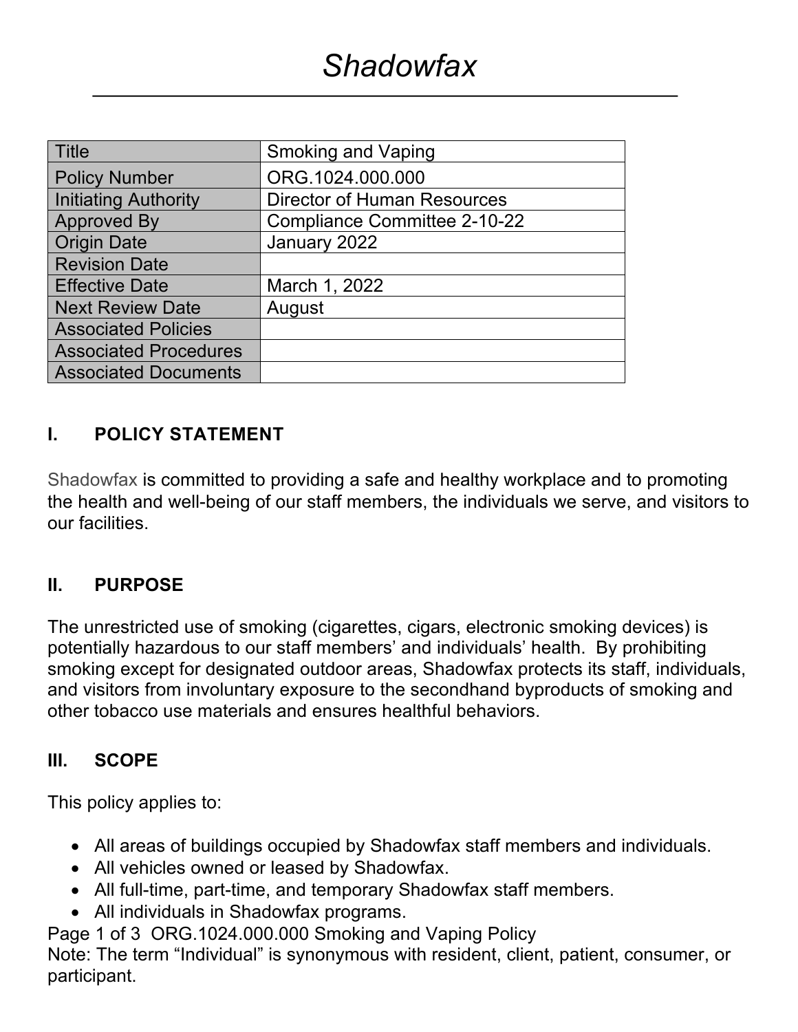# Shadowfax

| Title | Smoking and Vaping |
|---|---|
| Policy Number | ORG.1024.000.000 |
| Initiating Authority | Director of Human Resources |
| Approved By | Compliance Committee 2-10-22 |
| Origin Date | January 2022 |
| Revision Date | |
| Effective Date | March 1, 2022 |
| Next Review Date | August |
| Associated Policies | |
| Associated Procedures | |
| Associated Documents | |

## I. POLICY STATEMENT

Shadowfax is committed to providing a safe and healthy workplace and to promoting the health and well-being of our staff members, the individuals we serve, and visitors to our facilities.

## II. PURPOSE

The unrestricted use of smoking (cigarettes, cigars, electronic smoking devices) is potentially hazardous to our staff members' and individuals' health. By prohibiting smoking except for designated outdoor areas, Shadowfax protects its staff, individuals, and visitors from involuntary exposure to the secondhand byproducts of smoking and other tobacco use materials and ensures healthful behaviors.

## III. SCOPE

This policy applies to:

- All areas of buildings occupied by Shadowfax staff members and individuals.
- All vehicles owned or leased by Shadowfax.
- All full-time, part-time, and temporary Shadowfax staff members.
- All individuals in Shadowfax programs.

Note: The term "Individual" is synonymous with resident, client, patient, consumer, or participant.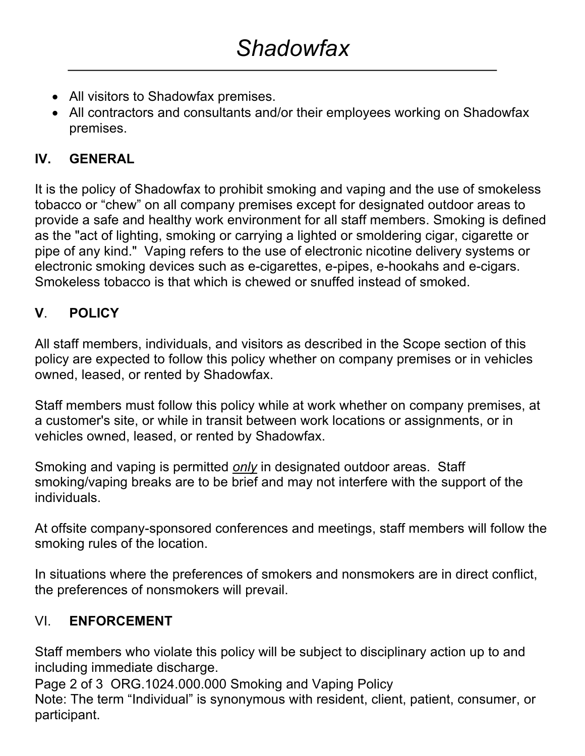- All visitors to Shadowfax premises.
- All contractors and consultants and/or their employees working on Shadowfax premises.

## IV. GENERAL

It is the policy of Shadowfax to prohibit smoking and vaping and the use of smokeless tobacco or "chew" on all company premises except for designated outdoor areas to provide a safe and healthy work environment for all staff members. Smoking is defined as the "act of lighting, smoking or carrying a lighted or smoldering cigar, cigarette or pipe of any kind." Vaping refers to the use of electronic nicotine delivery systems or electronic smoking devices such as e-cigarettes, e-pipes, e-hookahs and e-cigars. Smokeless tobacco is that which is chewed or snuffed instead of smoked.

## V. POLICY

All staff members, individuals, and visitors as described in the Scope section of this policy are expected to follow this policy whether on company premises or in vehicles owned, leased, or rented by Shadowfax.

Staff members must follow this policy while at work whether on company premises, at a customer's site, or while in transit between work locations or assignments, or in vehicles owned, leased, or rented by Shadowfax.

Smoking and vaping is permitted *only* in designated outdoor areas. Staff smoking/vaping breaks are to be brief and may not interfere with the support of the individuals.

At offsite company-sponsored conferences and meetings, staff members will follow the smoking rules of the location.

In situations where the preferences of smokers and nonsmokers are in direct conflict, the preferences of nonsmokers will prevail.

## VI. ENFORCEMENT

Staff members who violate this policy will be subject to disciplinary action up to and including immediate discharge.

Note: The term "Individual" is synonymous with resident, client, patient, consumer, or participant.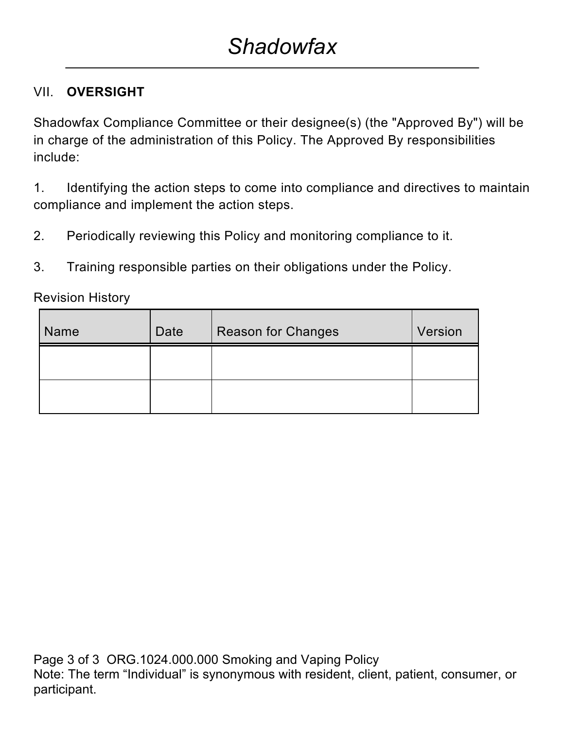## VII. **OVERSIGHT**

Shadowfax Compliance Committee or their designee(s) (the "Approved By") will be in charge of the administration of this Policy. The Approved By responsibilities include:

1. Identifying the action steps to come into compliance and directives to maintain compliance and implement the action steps.

2. Periodically reviewing this Policy and monitoring compliance to it.

3. Training responsible parties on their obligations under the Policy.

Revision History

| Name | Date | Reason for Changes | Version |
|---|---|---|---|
| | | | |
| | | | |

Note: The term "Individual" is synonymous with resident, client, patient, consumer, or participant.